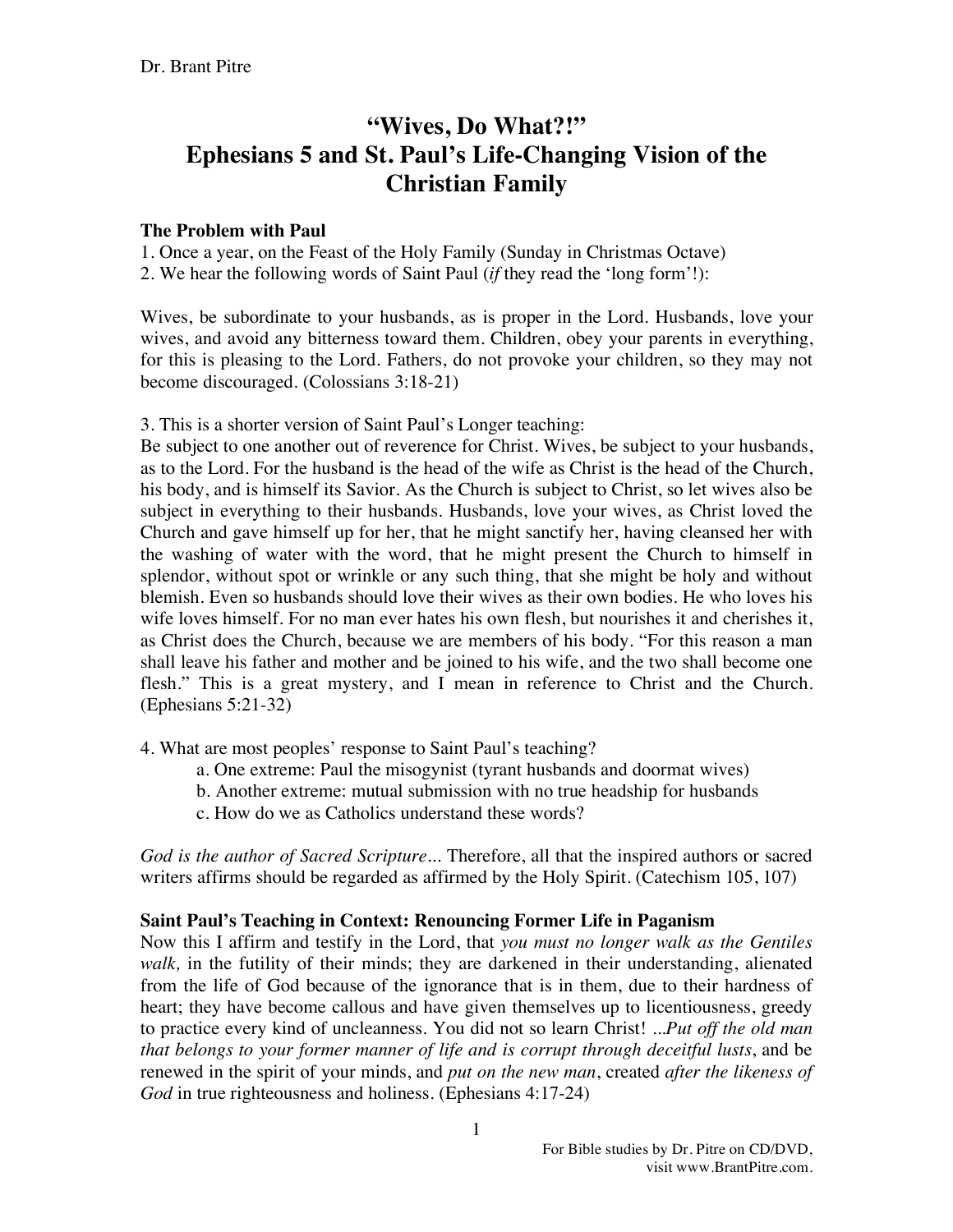Dr. Brant Pitre

# "Wives, Do What?!" Ephesians 5 and St. Paul's Life-Changing Vision of the Christian Family

### The Problem with Paul

1. Once a year, on the Feast of the Holy Family (Sunday in Christmas Octave)
2. We hear the following words of Saint Paul (*if* they read the 'long form'!):

Wives, be subordinate to your husbands, as is proper in the Lord. Husbands, love your wives, and avoid any bitterness toward them. Children, obey your parents in everything, for this is pleasing to the Lord. Fathers, do not provoke your children, so they may not become discouraged. (Colossians 3:18-21)

3. This is a shorter version of Saint Paul's Longer teaching:

Be subject to one another out of reverence for Christ. Wives, be subject to your husbands, as to the Lord. For the husband is the head of the wife as Christ is the head of the Church, his body, and is himself its Savior. As the Church is subject to Christ, so let wives also be subject in everything to their husbands. Husbands, love your wives, as Christ loved the Church and gave himself up for her, that he might sanctify her, having cleansed her with the washing of water with the word, that he might present the Church to himself in splendor, without spot or wrinkle or any such thing, that she might be holy and without blemish. Even so husbands should love their wives as their own bodies. He who loves his wife loves himself. For no man ever hates his own flesh, but nourishes it and cherishes it, as Christ does the Church, because we are members of his body. "For this reason a man shall leave his father and mother and be joined to his wife, and the two shall become one flesh." This is a great mystery, and I mean in reference to Christ and the Church. (Ephesians 5:21-32)

4. What are most peoples' response to Saint Paul's teaching?
    a. One extreme: Paul the misogynist (tyrant husbands and doormat wives)
    b. Another extreme: mutual submission with no true headship for husbands
    c. How do we as Catholics understand these words?

*God is the author of Sacred Scripture...* Therefore, all that the inspired authors or sacred writers affirms should be regarded as affirmed by the Holy Spirit. (Catechism 105, 107)

### Saint Paul's Teaching in Context: Renouncing Former Life in Paganism

Now this I affirm and testify in the Lord, that *you must no longer walk as the Gentiles walk,* in the futility of their minds; they are darkened in their understanding, alienated from the life of God because of the ignorance that is in them, due to their hardness of heart; they have become callous and have given themselves up to licentiousness, greedy to practice every kind of uncleanness. You did not so learn Christ! ...*Put off the old man that belongs to your former manner of life and is corrupt through deceitful lusts*, and be renewed in the spirit of your minds, and *put on the new man*, created *after the likeness of God* in true righteousness and holiness. (Ephesians 4:17-24)

For Bible studies by Dr. Pitre on CD/DVD, visit www.BrantPitre.com.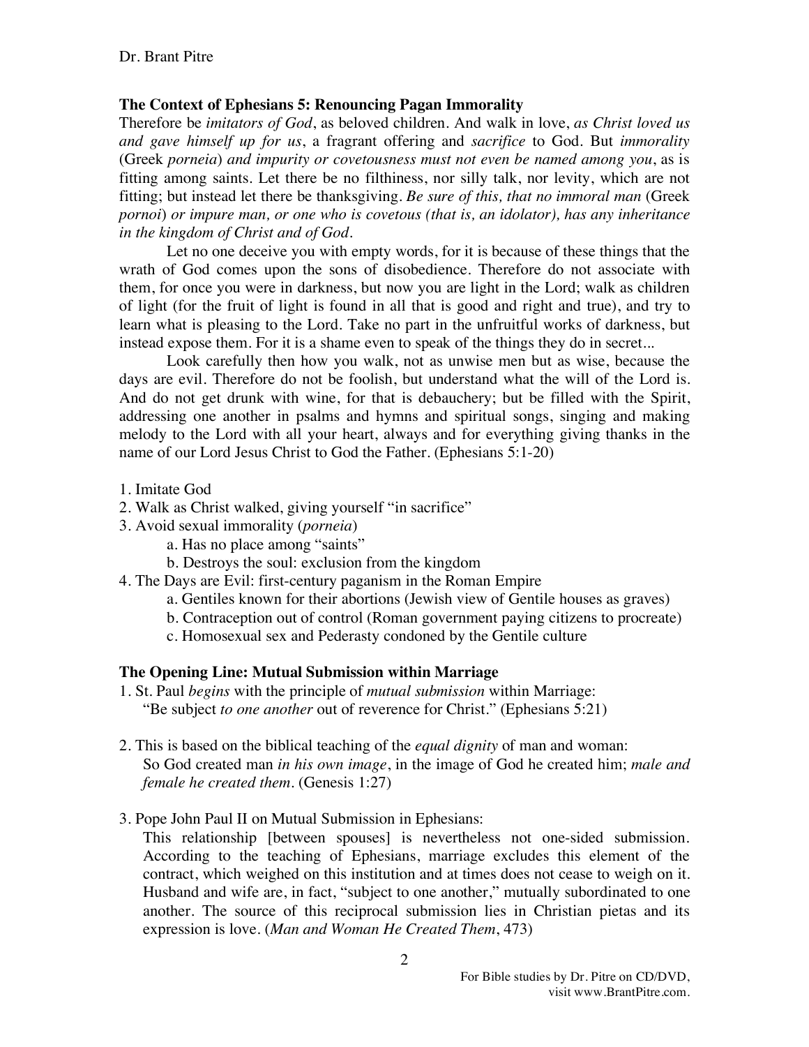### The Context of Ephesians 5: Renouncing Pagan Immorality

Therefore be *imitators of God*, as beloved children. And walk in love, *as Christ loved us and gave himself up for us*, a fragrant offering and *sacrifice* to God. But *immorality* (Greek *porneia*) *and impurity or covetousness must not even be named among you*, as is fitting among saints. Let there be no filthiness, nor silly talk, nor levity, which are not fitting; but instead let there be thanksgiving. *Be sure of this, that no immoral man* (Greek *pornoi*) *or impure man, or one who is covetous (that is, an idolator), has any inheritance in the kingdom of Christ and of God.*

Let no one deceive you with empty words, for it is because of these things that the wrath of God comes upon the sons of disobedience. Therefore do not associate with them, for once you were in darkness, but now you are light in the Lord; walk as children of light (for the fruit of light is found in all that is good and right and true), and try to learn what is pleasing to the Lord. Take no part in the unfruitful works of darkness, but instead expose them. For it is a shame even to speak of the things they do in secret...

Look carefully then how you walk, not as unwise men but as wise, because the days are evil. Therefore do not be foolish, but understand what the will of the Lord is. And do not get drunk with wine, for that is debauchery; but be filled with the Spirit, addressing one another in psalms and hymns and spiritual songs, singing and making melody to the Lord with all your heart, always and for everything giving thanks in the name of our Lord Jesus Christ to God the Father. (Ephesians 5:1-20)

1. Imitate God
2. Walk as Christ walked, giving yourself "in sacrifice"
3. Avoid sexual immorality (*porneia*)
    a. Has no place among "saints"
    b. Destroys the soul: exclusion from the kingdom
4. The Days are Evil: first-century paganism in the Roman Empire
    a. Gentiles known for their abortions (Jewish view of Gentile houses as graves)
    b. Contraception out of control (Roman government paying citizens to procreate)
    c. Homosexual sex and Pederasty condoned by the Gentile culture

### The Opening Line: Mutual Submission within Marriage

1. St. Paul *begins* with the principle of *mutual submission* within Marriage:
   "Be subject *to one another* out of reverence for Christ." (Ephesians 5:21)

2. This is based on the biblical teaching of the *equal dignity* of man and woman:
   So God created man *in his own image*, in the image of God he created him; *male and female he created them*. (Genesis 1:27)

3. Pope John Paul II on Mutual Submission in Ephesians:
   This relationship [between spouses] is nevertheless not one-sided submission. According to the teaching of Ephesians, marriage excludes this element of the contract, which weighed on this institution and at times does not cease to weigh on it. Husband and wife are, in fact, "subject to one another," mutually subordinated to one another. The source of this reciprocal submission lies in Christian pietas and its expression is love. (*Man and Woman He Created Them*, 473)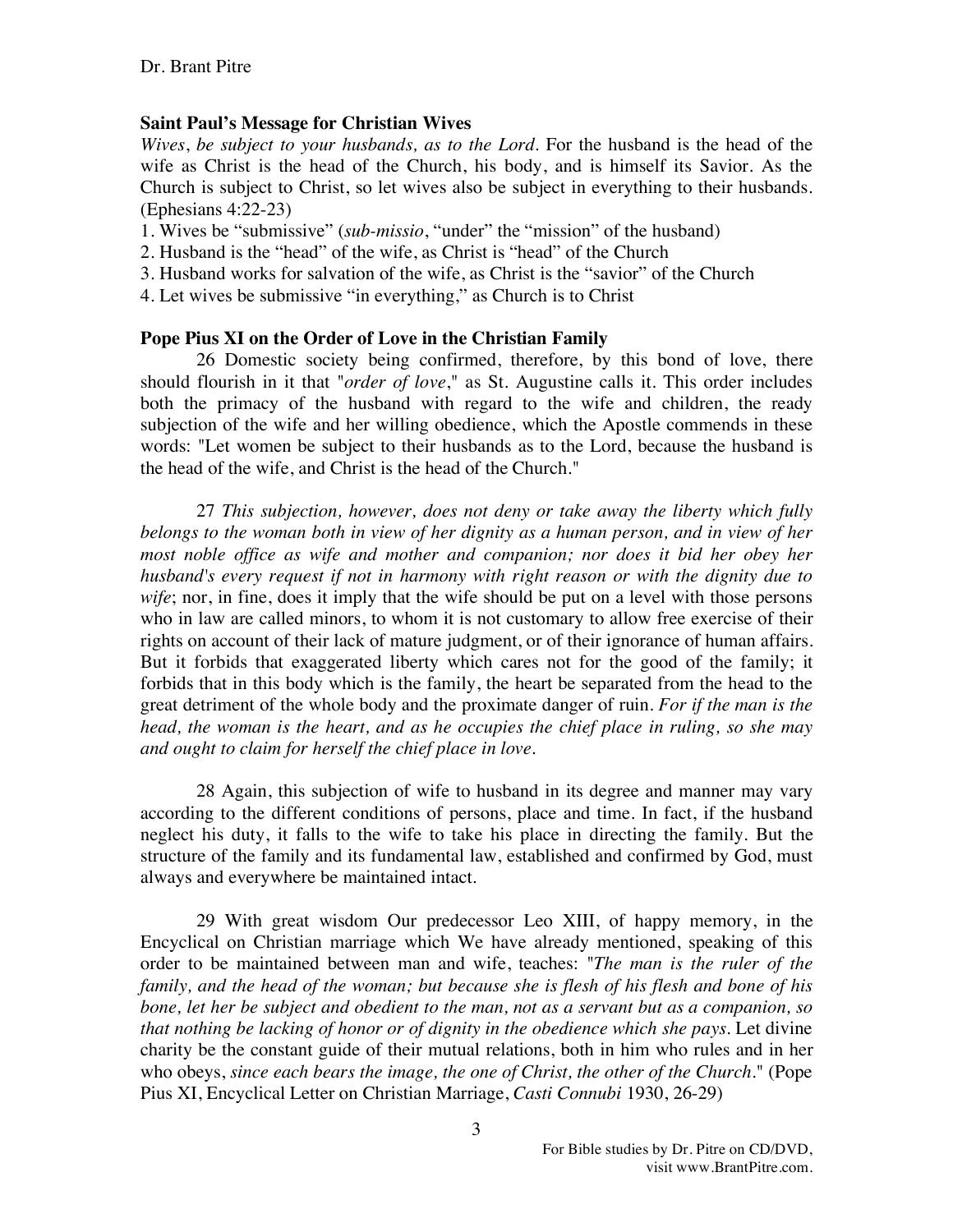### Saint Paul's Message for Christian Wives

*Wives, be subject to your husbands, as to the Lord.* For the husband is the head of the wife as Christ is the head of the Church, his body, and is himself its Savior. As the Church is subject to Christ, so let wives also be subject in everything to their husbands. (Ephesians 4:22-23)

1. Wives be "submissive" (*sub-missio*, "under" the "mission" of the husband)
2. Husband is the "head" of the wife, as Christ is "head" of the Church
3. Husband works for salvation of the wife, as Christ is the "savior" of the Church
4. Let wives be submissive "in everything," as Church is to Christ

### Pope Pius XI on the Order of Love in the Christian Family

26 Domestic society being confirmed, therefore, by this bond of love, there should flourish in it that "*order of love*," as St. Augustine calls it. This order includes both the primacy of the husband with regard to the wife and children, the ready subjection of the wife and her willing obedience, which the Apostle commends in these words: "Let women be subject to their husbands as to the Lord, because the husband is the head of the wife, and Christ is the head of the Church."

27 *This subjection, however, does not deny or take away the liberty which fully belongs to the woman both in view of her dignity as a human person, and in view of her most noble office as wife and mother and companion; nor does it bid her obey her husband's every request if not in harmony with right reason or with the dignity due to wife*; nor, in fine, does it imply that the wife should be put on a level with those persons who in law are called minors, to whom it is not customary to allow free exercise of their rights on account of their lack of mature judgment, or of their ignorance of human affairs. But it forbids that exaggerated liberty which cares not for the good of the family; it forbids that in this body which is the family, the heart be separated from the head to the great detriment of the whole body and the proximate danger of ruin. *For if the man is the head, the woman is the heart, and as he occupies the chief place in ruling, so she may and ought to claim for herself the chief place in love.*

28 Again, this subjection of wife to husband in its degree and manner may vary according to the different conditions of persons, place and time. In fact, if the husband neglect his duty, it falls to the wife to take his place in directing the family. But the structure of the family and its fundamental law, established and confirmed by God, must always and everywhere be maintained intact.

29 With great wisdom Our predecessor Leo XIII, of happy memory, in the Encyclical on Christian marriage which We have already mentioned, speaking of this order to be maintained between man and wife, teaches: "*The man is the ruler of the family, and the head of the woman; but because she is flesh of his flesh and bone of his bone, let her be subject and obedient to the man, not as a servant but as a companion, so that nothing be lacking of honor or of dignity in the obedience which she pays.* Let divine charity be the constant guide of their mutual relations, both in him who rules and in her who obeys, *since each bears the image, the one of Christ, the other of the Church.*" (Pope Pius XI, Encyclical Letter on Christian Marriage, *Casti Connubi* 1930, 26-29)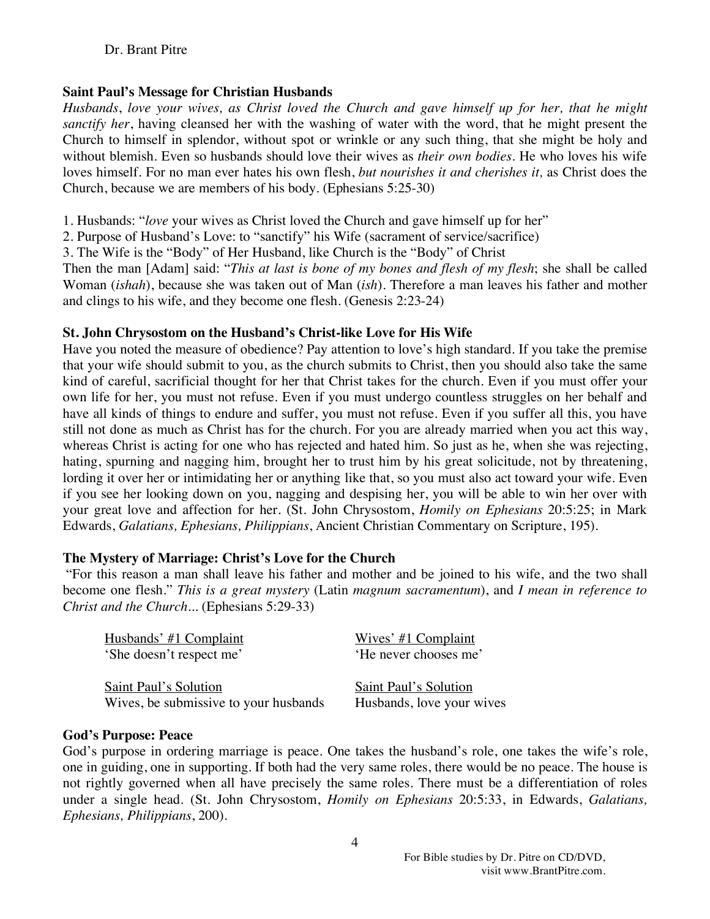**Saint Paul's Message for Christian Husbands**

*Husbands, love your wives, as Christ loved the Church and gave himself up for her, that he might sanctify her*, having cleansed her with the washing of water with the word, that he might present the Church to himself in splendor, without spot or wrinkle or any such thing, that she might be holy and without blemish. Even so husbands should love their wives as *their own bodies*. He who loves his wife loves himself. For no man ever hates his own flesh, *but nourishes it and cherishes it,* as Christ does the Church, because we are members of his body. (Ephesians 5:25-30)

1. Husbands: "*love* your wives as Christ loved the Church and gave himself up for her"
2. Purpose of Husband's Love: to "sanctify" his Wife (sacrament of service/sacrifice)
3. The Wife is the "Body" of Her Husband, like Church is the "Body" of Christ

Then the man [Adam] said: "*This at last is bone of my bones and flesh of my flesh*; she shall be called Woman (*ishah*), because she was taken out of Man (*ish*). Therefore a man leaves his father and mother and clings to his wife, and they become one flesh. (Genesis 2:23-24)

**St. John Chrysostom on the Husband's Christ-like Love for His Wife**

Have you noted the measure of obedience? Pay attention to love's high standard. If you take the premise that your wife should submit to you, as the church submits to Christ, then you should also take the same kind of careful, sacrificial thought for her that Christ takes for the church. Even if you must offer your own life for her, you must not refuse. Even if you must undergo countless struggles on her behalf and have all kinds of things to endure and suffer, you must not refuse. Even if you suffer all this, you have still not done as much as Christ has for the church. For you are already married when you act this way, whereas Christ is acting for one who has rejected and hated him. So just as he, when she was rejecting, hating, spurning and nagging him, brought her to trust him by his great solicitude, not by threatening, lording it over her or intimidating her or anything like that, so you must also act toward your wife. Even if you see her looking down on you, nagging and despising her, you will be able to win her over with your great love and affection for her. (St. John Chrysostom, *Homily on Ephesians* 20:5:25; in Mark Edwards, *Galatians, Ephesians, Philippians*, Ancient Christian Commentary on Scripture, 195).

**The Mystery of Marriage: Christ's Love for the Church**

"For this reason a man shall leave his father and mother and be joined to his wife, and the two shall become one flesh." *This is a great mystery* (Latin *magnum sacramentum*), and *I mean in reference to Christ and the Church…* (Ephesians 5:29-33)

| | |
|---|---|
| <u>Husbands' #1 Complaint</u><br>'She doesn't respect me' | <u>Wives' #1 Complaint</u><br>'He never chooses me' |
| <u>Saint Paul's Solution</u><br>Wives, be submissive to your husbands | <u>Saint Paul's Solution</u><br>Husbands, love your wives |

**God's Purpose: Peace**

God's purpose in ordering marriage is peace. One takes the husband's role, one takes the wife's role, one in guiding, one in supporting. If both had the very same roles, there would be no peace. The house is not rightly governed when all have precisely the same roles. There must be a differentiation of roles under a single head. (St. John Chrysostom, *Homily on Ephesians* 20:5:33, in Edwards, *Galatians, Ephesians, Philippians*, 200).